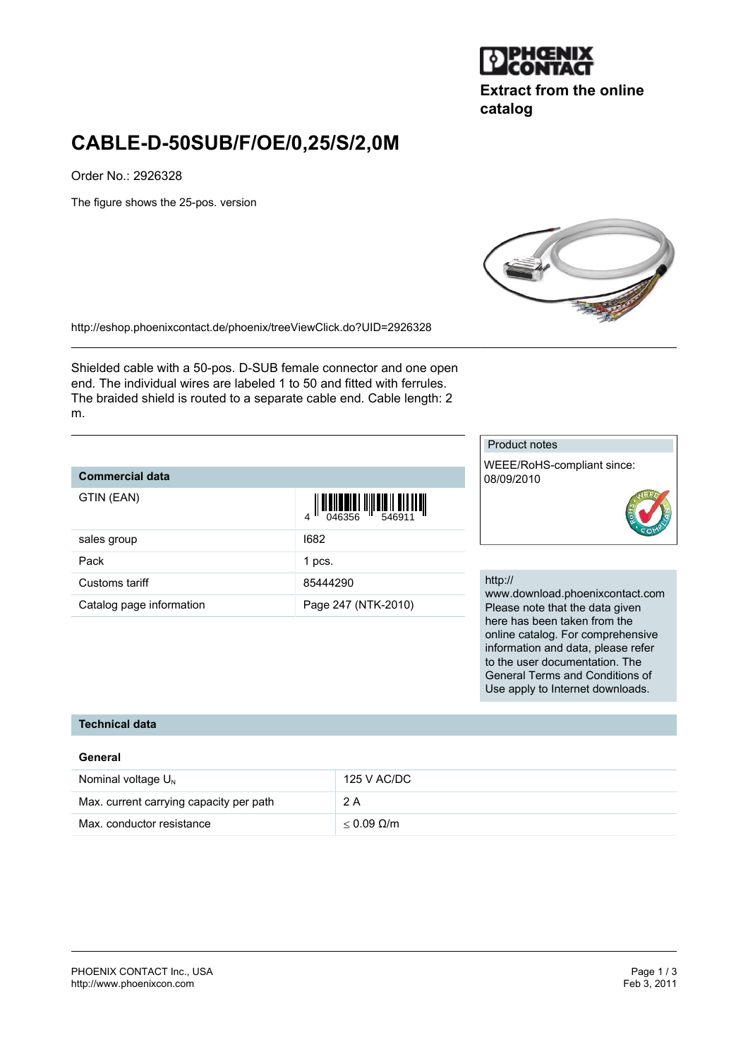Extract from the online catalog

# CABLE-D-50SUB/F/OE/0,25/S/2,0M

Order No.: 2926328

The figure shows the 25-pos. version

http://eshop.phoenixcontact.de/phoenix/treeViewClick.do?UID=2926328

Shielded cable with a 50-pos. D-SUB female connector and one open end. The individual wires are labeled 1 to 50 and fitted with ferrules. The braided shield is routed to a separate cable end. Cable length: 2 m.

| Commercial data | |
|---|---|
| GTIN (EAN) | 4 046356 546911 |
| sales group | I682 |
| Pack | 1 pcs. |
| Customs tariff | 85444290 |
| Catalog page information | Page 247 (NTK-2010) |

Product notes

WEEE/RoHS-compliant since: 08/09/2010

http://www.download.phoenixcontact.com Please note that the data given here has been taken from the online catalog. For comprehensive information and data, please refer to the user documentation. The General Terms and Conditions of Use apply to Internet downloads.

## Technical data

### General

| | |
|---|---|
| Nominal voltage $U_N$ | 125 V AC/DC |
| Max. current carrying capacity per path | 2 A |
| Max. conductor resistance | ≤ 0.09 Ω/m |

PHOENIX CONTACT Inc., USA
http://www.phoenixcon.com

Feb 3, 2011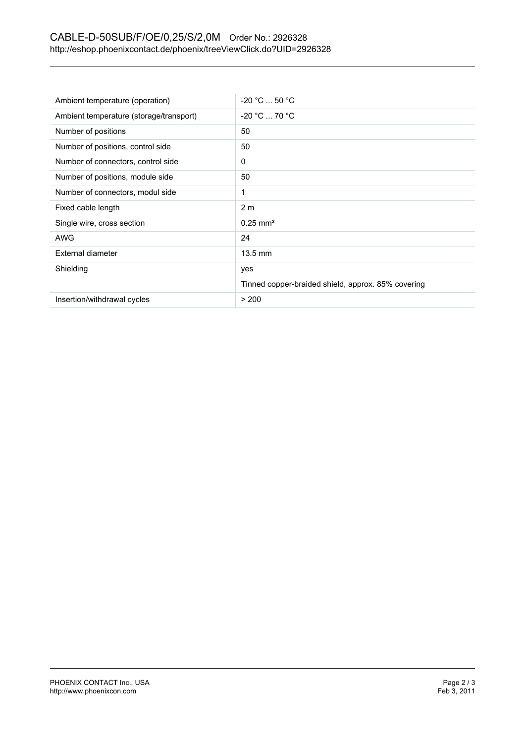| | |
|---|---|
| Ambient temperature (operation) | -20 °C ... 50 °C |
| Ambient temperature (storage/transport) | -20 °C ... 70 °C |
| Number of positions | 50 |
| Number of positions, control side | 50 |
| Number of connectors, control side | 0 |
| Number of positions, module side | 50 |
| Number of connectors, modul side | 1 |
| Fixed cable length | 2 m |
| Single wire, cross section | 0.25 mm² |
| AWG | 24 |
| External diameter | 13.5 mm |
| Shielding | yes |
| | Tinned copper-braided shield, approx. 85% covering |
| Insertion/withdrawal cycles | > 200 |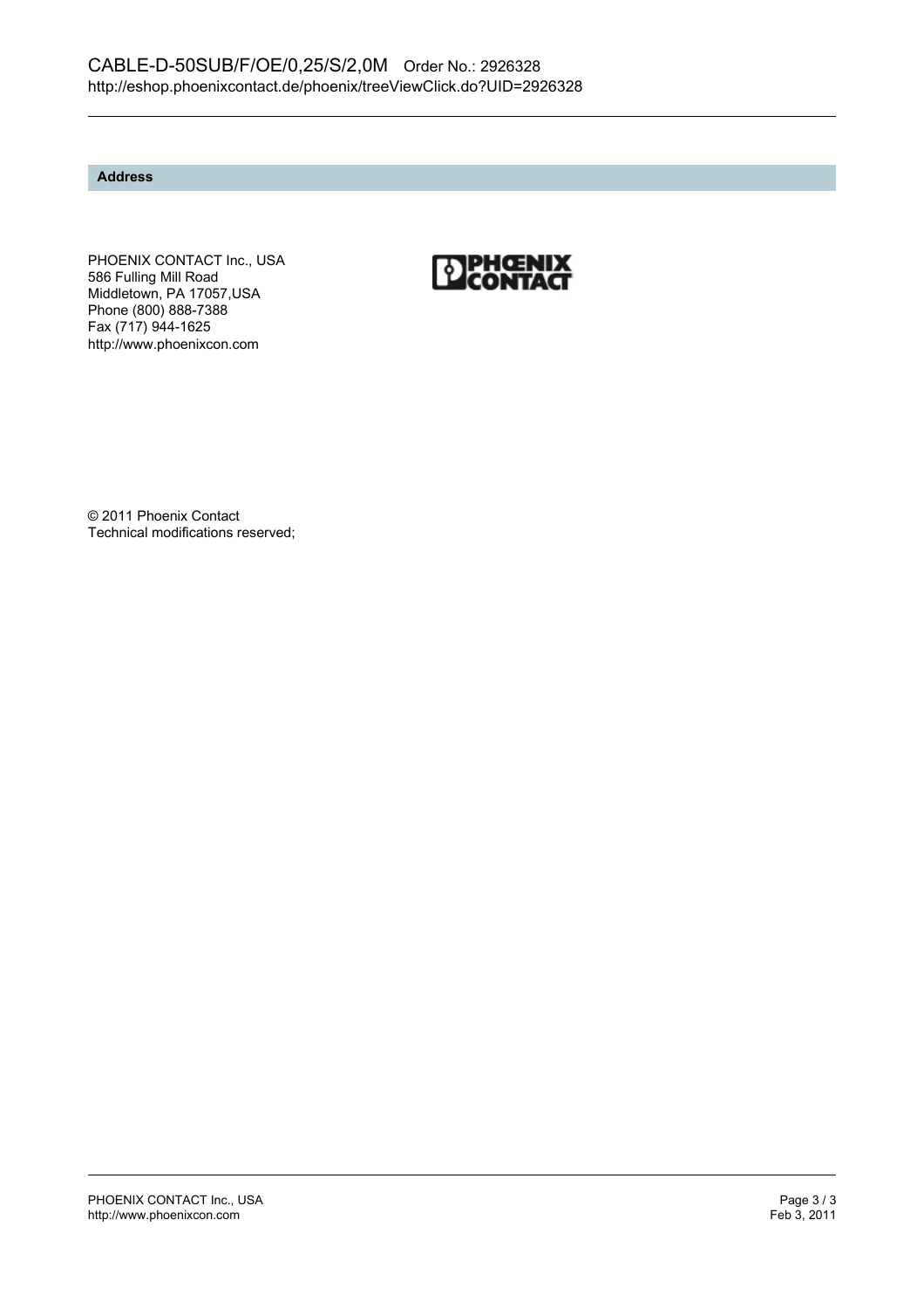## Address

PHOENIX CONTACT Inc., USA
586 Fulling Mill Road
Middletown, PA 17057,USA
Phone (800) 888-7388
Fax (717) 944-1625
http://www.phoenixcon.com

© 2011 Phoenix Contact
Technical modifications reserved;